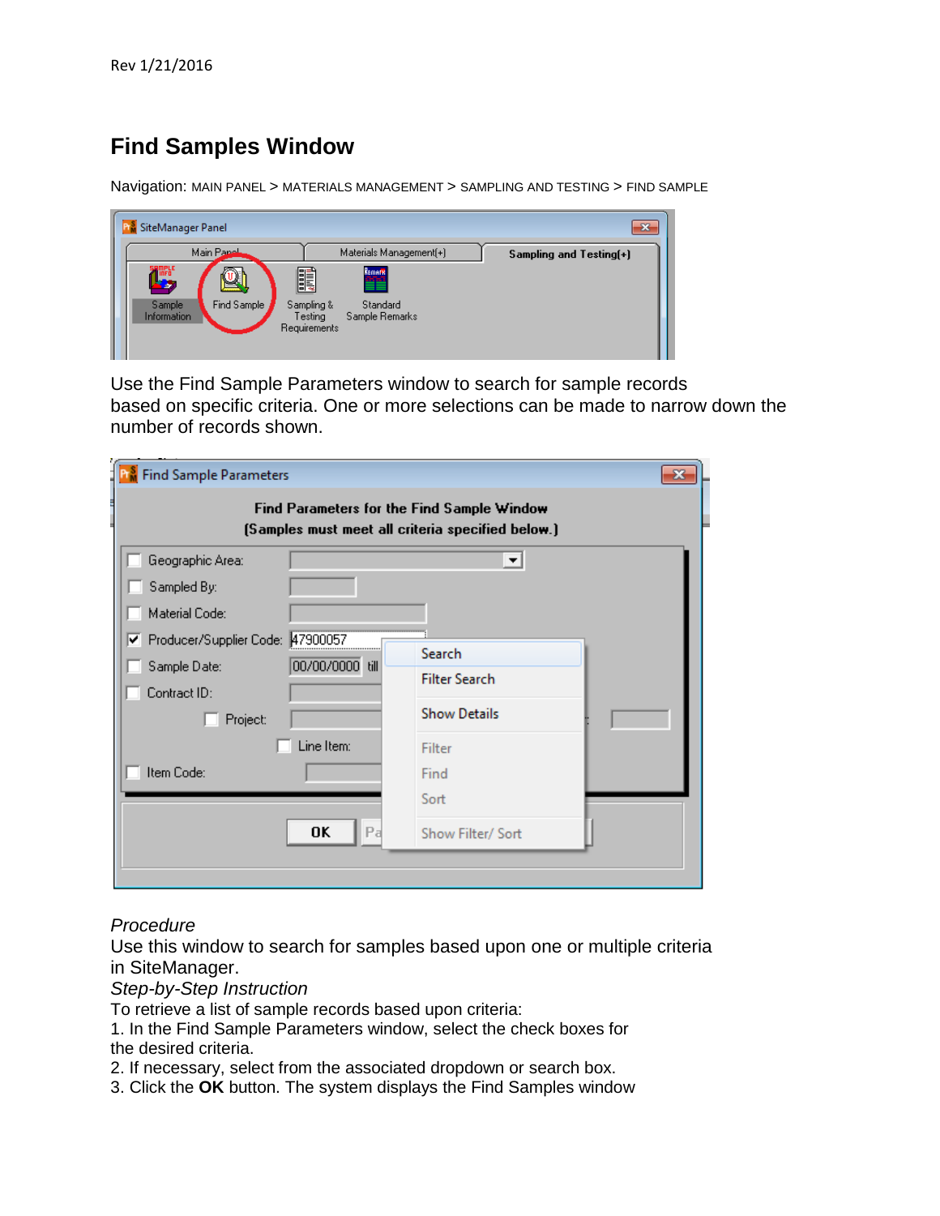Rev 1/21/2016

# Find Samples Window

Navigation: MAIN PANEL > MATERIALS MANAGEMENT > SAMPLING AND TESTING > FIND SAMPLE

Use the Find Sample Parameters window to search for sample records based on specific criteria. One or more selections can be made to narrow down the number of records shown.

*Procedure*

Use this window to search for samples based upon one or multiple criteria in SiteManager.

*Step-by-Step Instruction*

To retrieve a list of sample records based upon criteria:

1. In the Find Sample Parameters window, select the check boxes for the desired criteria.
2. If necessary, select from the associated dropdown or search box.
3. Click the **OK** button. The system displays the Find Samples window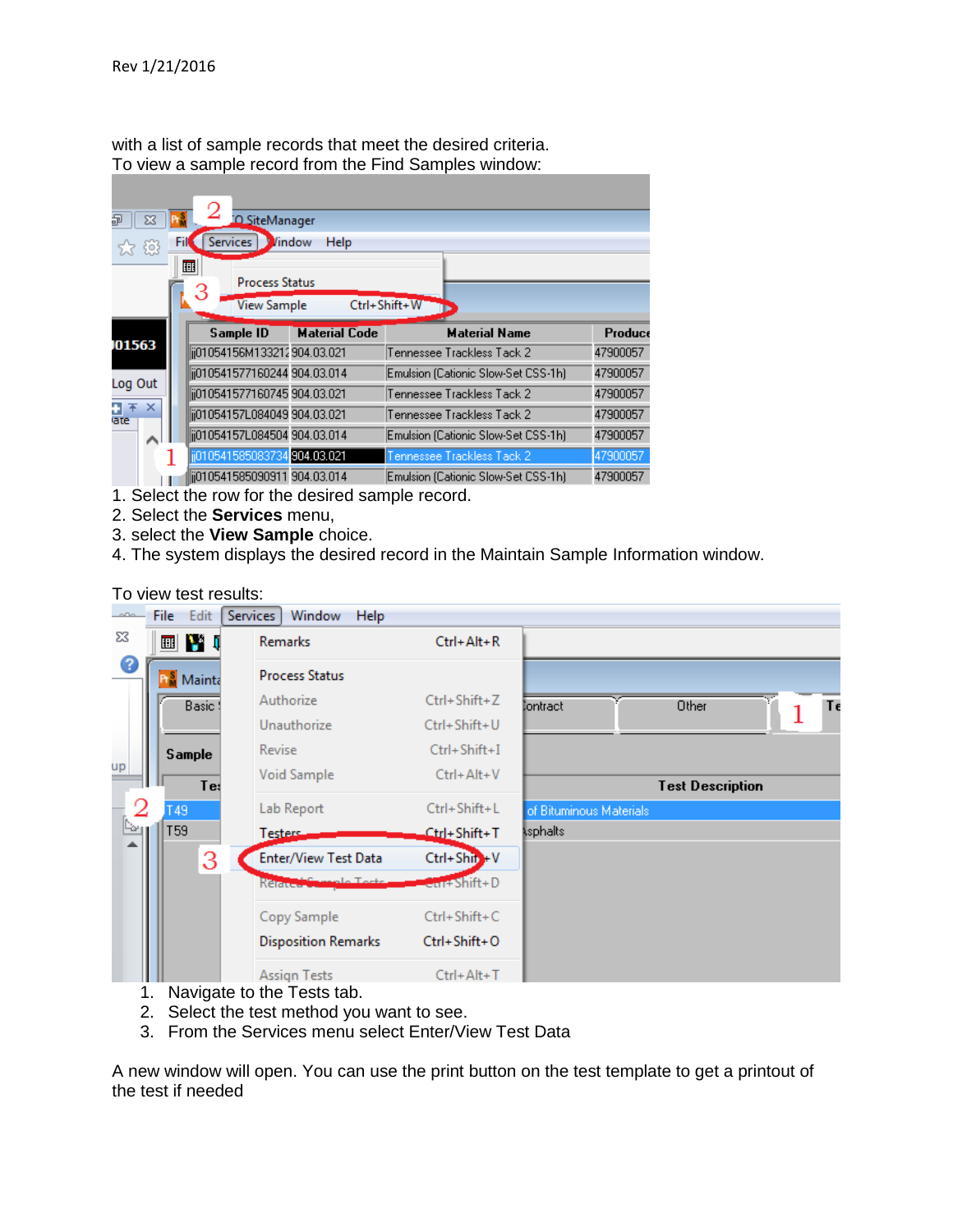with a list of sample records that meet the desired criteria.
To view a sample record from the Find Samples window:

1. Select the row for the desired sample record.
2. Select the **Services** menu,
3. select the **View Sample** choice.
4. The system displays the desired record in the Maintain Sample Information window.

To view test results:

1. Navigate to the Tests tab.
2. Select the test method you want to see.
3. From the Services menu select Enter/View Test Data

A new window will open. You can use the print button on the test template to get a printout of the test if needed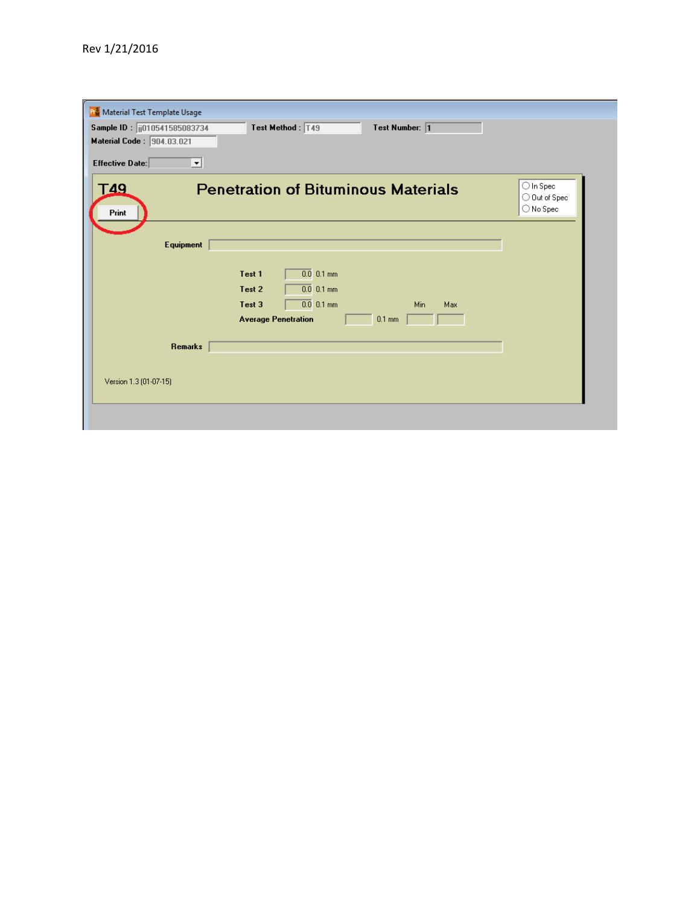Rev 1/21/2016

Material Test Template Usage

**Sample ID :** jj010541585083734 **Test Method :** T49 **Test Number:** 1

**Material Code :** 904.03.021

**Effective Date:**

## T49 Penetration of Bituminous Materials

Print

- In Spec
- Out of Spec
- No Spec

**Equipment**

**Test 1** 0.0 0.1 mm

**Test 2** 0.0 0.1 mm

**Test 3** 0.0 0.1 mm

Min Max

**Average Penetration** 0.1 mm

**Remarks**

Version 1.3 (01-07-15)